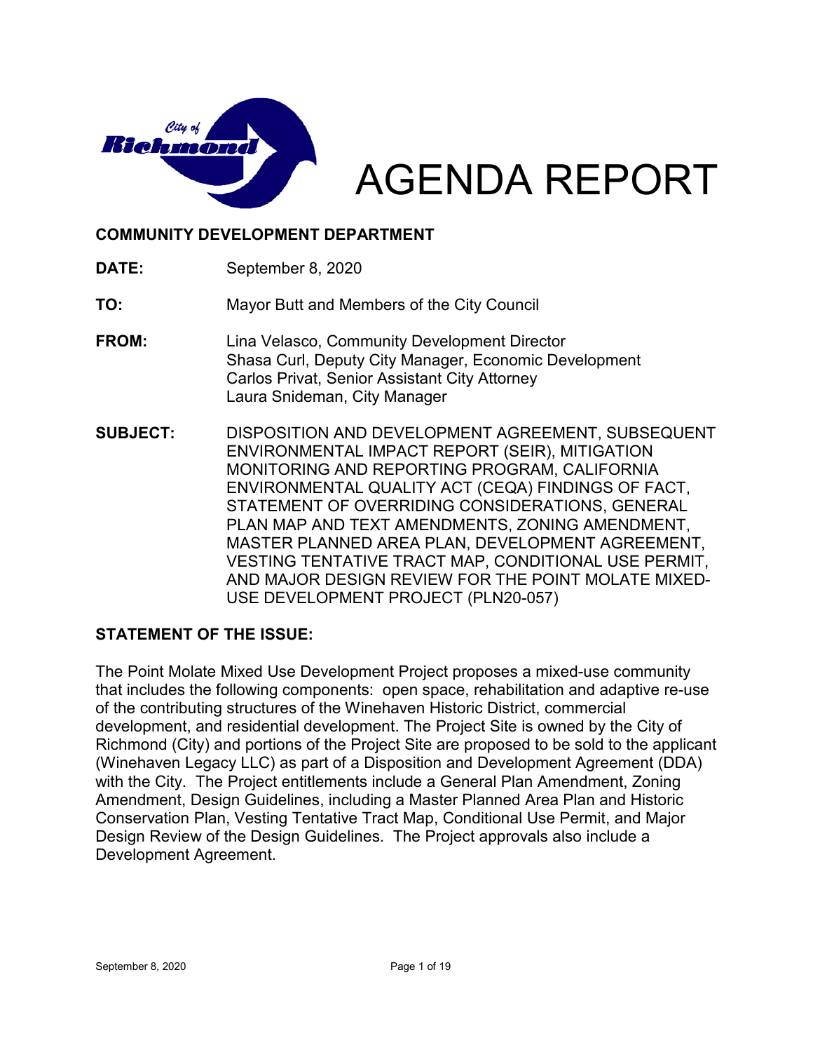# AGENDA REPORT

**COMMUNITY DEVELOPMENT DEPARTMENT**

**DATE:** September 8, 2020

**TO:** Mayor Butt and Members of the City Council

**FROM:** Lina Velasco, Community Development Director
Shasa Curl, Deputy City Manager, Economic Development
Carlos Privat, Senior Assistant City Attorney
Laura Snideman, City Manager

**SUBJECT:** DISPOSITION AND DEVELOPMENT AGREEMENT, SUBSEQUENT ENVIRONMENTAL IMPACT REPORT (SEIR), MITIGATION MONITORING AND REPORTING PROGRAM, CALIFORNIA ENVIRONMENTAL QUALITY ACT (CEQA) FINDINGS OF FACT, STATEMENT OF OVERRIDING CONSIDERATIONS, GENERAL PLAN MAP AND TEXT AMENDMENTS, ZONING AMENDMENT, MASTER PLANNED AREA PLAN, DEVELOPMENT AGREEMENT, VESTING TENTATIVE TRACT MAP, CONDITIONAL USE PERMIT, AND MAJOR DESIGN REVIEW FOR THE POINT MOLATE MIXED-USE DEVELOPMENT PROJECT (PLN20-057)

## STATEMENT OF THE ISSUE:

The Point Molate Mixed Use Development Project proposes a mixed-use community that includes the following components: open space, rehabilitation and adaptive re-use of the contributing structures of the Winehaven Historic District, commercial development, and residential development. The Project Site is owned by the City of Richmond (City) and portions of the Project Site are proposed to be sold to the applicant (Winehaven Legacy LLC) as part of a Disposition and Development Agreement (DDA) with the City. The Project entitlements include a General Plan Amendment, Zoning Amendment, Design Guidelines, including a Master Planned Area Plan and Historic Conservation Plan, Vesting Tentative Tract Map, Conditional Use Permit, and Major Design Review of the Design Guidelines. The Project approvals also include a Development Agreement.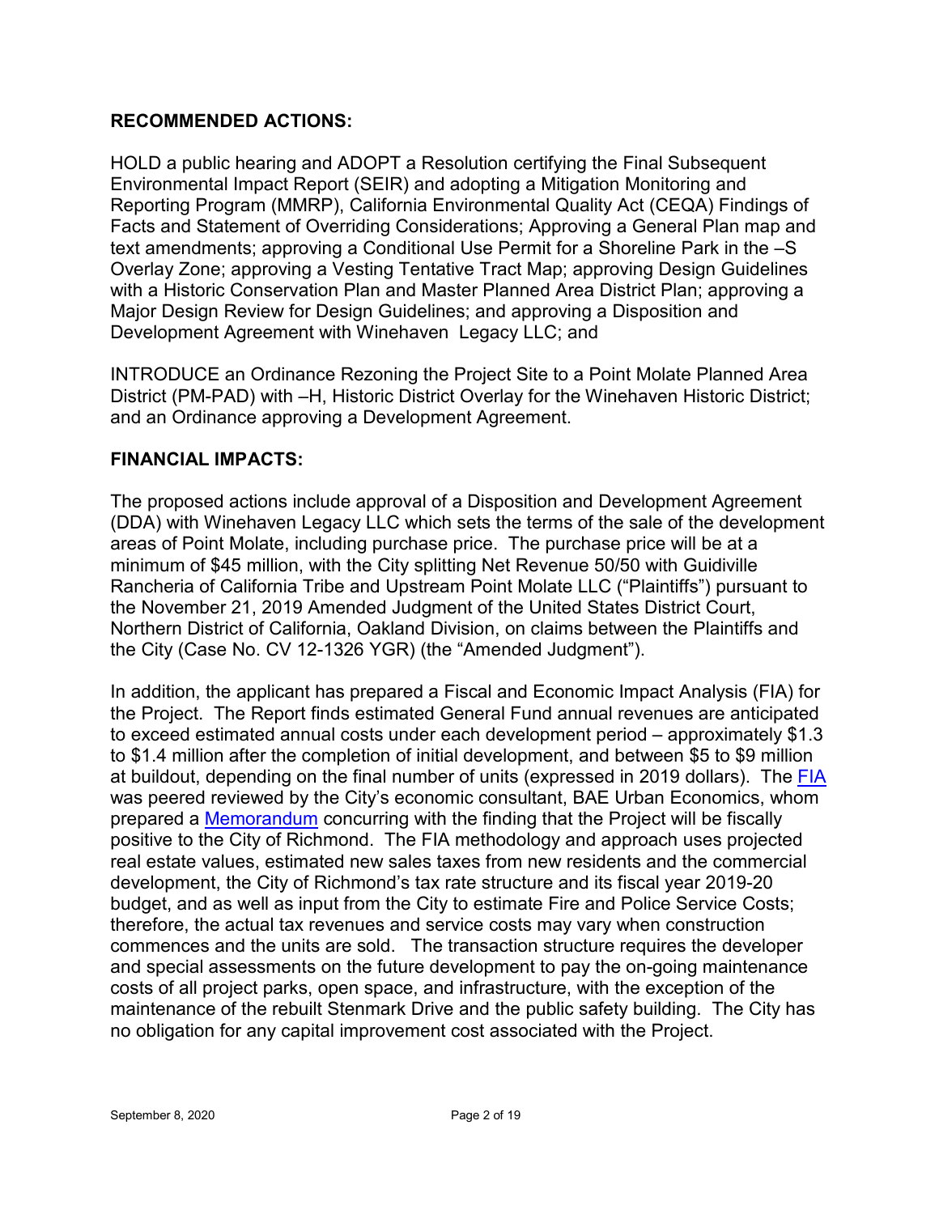## RECOMMENDED ACTIONS:

HOLD a public hearing and ADOPT a Resolution certifying the Final Subsequent Environmental Impact Report (SEIR) and adopting a Mitigation Monitoring and Reporting Program (MMRP), California Environmental Quality Act (CEQA) Findings of Facts and Statement of Overriding Considerations; Approving a General Plan map and text amendments; approving a Conditional Use Permit for a Shoreline Park in the –S Overlay Zone; approving a Vesting Tentative Tract Map; approving Design Guidelines with a Historic Conservation Plan and Master Planned Area District Plan; approving a Major Design Review for Design Guidelines; and approving a Disposition and Development Agreement with Winehaven Legacy LLC; and

INTRODUCE an Ordinance Rezoning the Project Site to a Point Molate Planned Area District (PM-PAD) with –H, Historic District Overlay for the Winehaven Historic District; and an Ordinance approving a Development Agreement.

## FINANCIAL IMPACTS:

The proposed actions include approval of a Disposition and Development Agreement (DDA) with Winehaven Legacy LLC which sets the terms of the sale of the development areas of Point Molate, including purchase price. The purchase price will be at a minimum of $45 million, with the City splitting Net Revenue 50/50 with Guidiville Rancheria of California Tribe and Upstream Point Molate LLC ("Plaintiffs") pursuant to the November 21, 2019 Amended Judgment of the United States District Court, Northern District of California, Oakland Division, on claims between the Plaintiffs and the City (Case No. CV 12-1326 YGR) (the "Amended Judgment").

In addition, the applicant has prepared a Fiscal and Economic Impact Analysis (FIA) for the Project. The Report finds estimated General Fund annual revenues are anticipated to exceed estimated annual costs under each development period – approximately $1.3 to $1.4 million after the completion of initial development, and between $5 to $9 million at buildout, depending on the final number of units (expressed in 2019 dollars). The FIA was peered reviewed by the City's economic consultant, BAE Urban Economics, whom prepared a Memorandum concurring with the finding that the Project will be fiscally positive to the City of Richmond. The FIA methodology and approach uses projected real estate values, estimated new sales taxes from new residents and the commercial development, the City of Richmond's tax rate structure and its fiscal year 2019-20 budget, and as well as input from the City to estimate Fire and Police Service Costs; therefore, the actual tax revenues and service costs may vary when construction commences and the units are sold. The transaction structure requires the developer and special assessments on the future development to pay the on-going maintenance costs of all project parks, open space, and infrastructure, with the exception of the maintenance of the rebuilt Stenmark Drive and the public safety building. The City has no obligation for any capital improvement cost associated with the Project.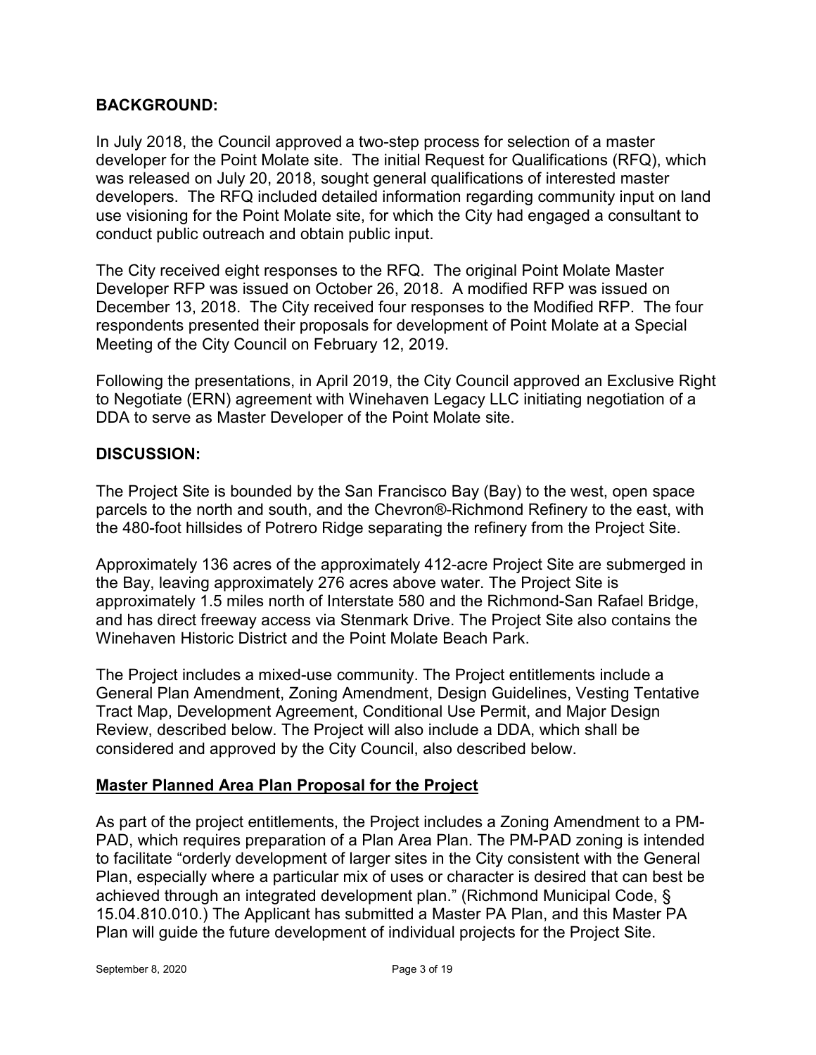**BACKGROUND:**

In July 2018, the Council approved a two-step process for selection of a master developer for the Point Molate site. The initial Request for Qualifications (RFQ), which was released on July 20, 2018, sought general qualifications of interested master developers. The RFQ included detailed information regarding community input on land use visioning for the Point Molate site, for which the City had engaged a consultant to conduct public outreach and obtain public input.

The City received eight responses to the RFQ. The original Point Molate Master Developer RFP was issued on October 26, 2018. A modified RFP was issued on December 13, 2018. The City received four responses to the Modified RFP. The four respondents presented their proposals for development of Point Molate at a Special Meeting of the City Council on February 12, 2019.

Following the presentations, in April 2019, the City Council approved an Exclusive Right to Negotiate (ERN) agreement with Winehaven Legacy LLC initiating negotiation of a DDA to serve as Master Developer of the Point Molate site.

**DISCUSSION:**

The Project Site is bounded by the San Francisco Bay (Bay) to the west, open space parcels to the north and south, and the Chevron®-Richmond Refinery to the east, with the 480-foot hillsides of Potrero Ridge separating the refinery from the Project Site.

Approximately 136 acres of the approximately 412-acre Project Site are submerged in the Bay, leaving approximately 276 acres above water. The Project Site is approximately 1.5 miles north of Interstate 580 and the Richmond-San Rafael Bridge, and has direct freeway access via Stenmark Drive. The Project Site also contains the Winehaven Historic District and the Point Molate Beach Park.

The Project includes a mixed-use community. The Project entitlements include a General Plan Amendment, Zoning Amendment, Design Guidelines, Vesting Tentative Tract Map, Development Agreement, Conditional Use Permit, and Major Design Review, described below. The Project will also include a DDA, which shall be considered and approved by the City Council, also described below.

**Master Planned Area Plan Proposal for the Project**

As part of the project entitlements, the Project includes a Zoning Amendment to a PM-PAD, which requires preparation of a Plan Area Plan. The PM-PAD zoning is intended to facilitate "orderly development of larger sites in the City consistent with the General Plan, especially where a particular mix of uses or character is desired that can best be achieved through an integrated development plan." (Richmond Municipal Code, § 15.04.810.010.) The Applicant has submitted a Master PA Plan, and this Master PA Plan will guide the future development of individual projects for the Project Site.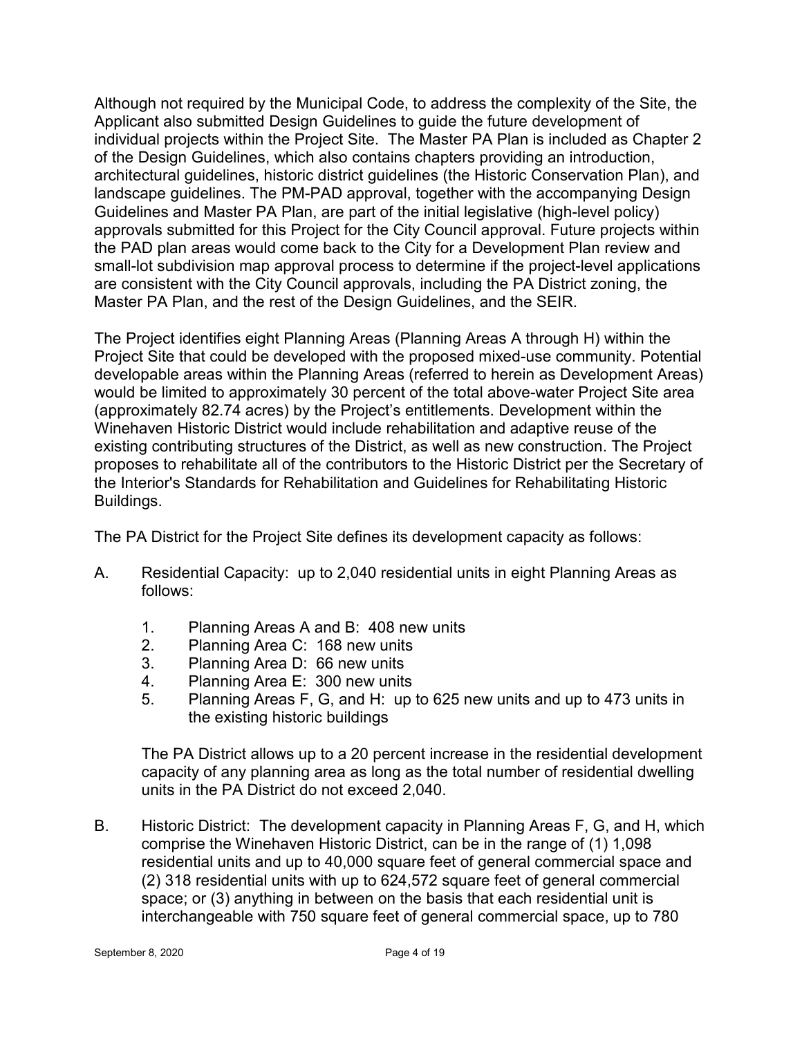Although not required by the Municipal Code, to address the complexity of the Site, the Applicant also submitted Design Guidelines to guide the future development of individual projects within the Project Site. The Master PA Plan is included as Chapter 2 of the Design Guidelines, which also contains chapters providing an introduction, architectural guidelines, historic district guidelines (the Historic Conservation Plan), and landscape guidelines. The PM-PAD approval, together with the accompanying Design Guidelines and Master PA Plan, are part of the initial legislative (high-level policy) approvals submitted for this Project for the City Council approval. Future projects within the PAD plan areas would come back to the City for a Development Plan review and small-lot subdivision map approval process to determine if the project-level applications are consistent with the City Council approvals, including the PA District zoning, the Master PA Plan, and the rest of the Design Guidelines, and the SEIR.

The Project identifies eight Planning Areas (Planning Areas A through H) within the Project Site that could be developed with the proposed mixed-use community. Potential developable areas within the Planning Areas (referred to herein as Development Areas) would be limited to approximately 30 percent of the total above-water Project Site area (approximately 82.74 acres) by the Project's entitlements. Development within the Winehaven Historic District would include rehabilitation and adaptive reuse of the existing contributing structures of the District, as well as new construction. The Project proposes to rehabilitate all of the contributors to the Historic District per the Secretary of the Interior's Standards for Rehabilitation and Guidelines for Rehabilitating Historic Buildings.

The PA District for the Project Site defines its development capacity as follows:

A. Residential Capacity: up to 2,040 residential units in eight Planning Areas as follows:

  1. Planning Areas A and B: 408 new units
  2. Planning Area C: 168 new units
  3. Planning Area D: 66 new units
  4. Planning Area E: 300 new units
  5. Planning Areas F, G, and H: up to 625 new units and up to 473 units in the existing historic buildings

  The PA District allows up to a 20 percent increase in the residential development capacity of any planning area as long as the total number of residential dwelling units in the PA District do not exceed 2,040.

B. Historic District: The development capacity in Planning Areas F, G, and H, which comprise the Winehaven Historic District, can be in the range of (1) 1,098 residential units and up to 40,000 square feet of general commercial space and (2) 318 residential units with up to 624,572 square feet of general commercial space; or (3) anything in between on the basis that each residential unit is interchangeable with 750 square feet of general commercial space, up to 780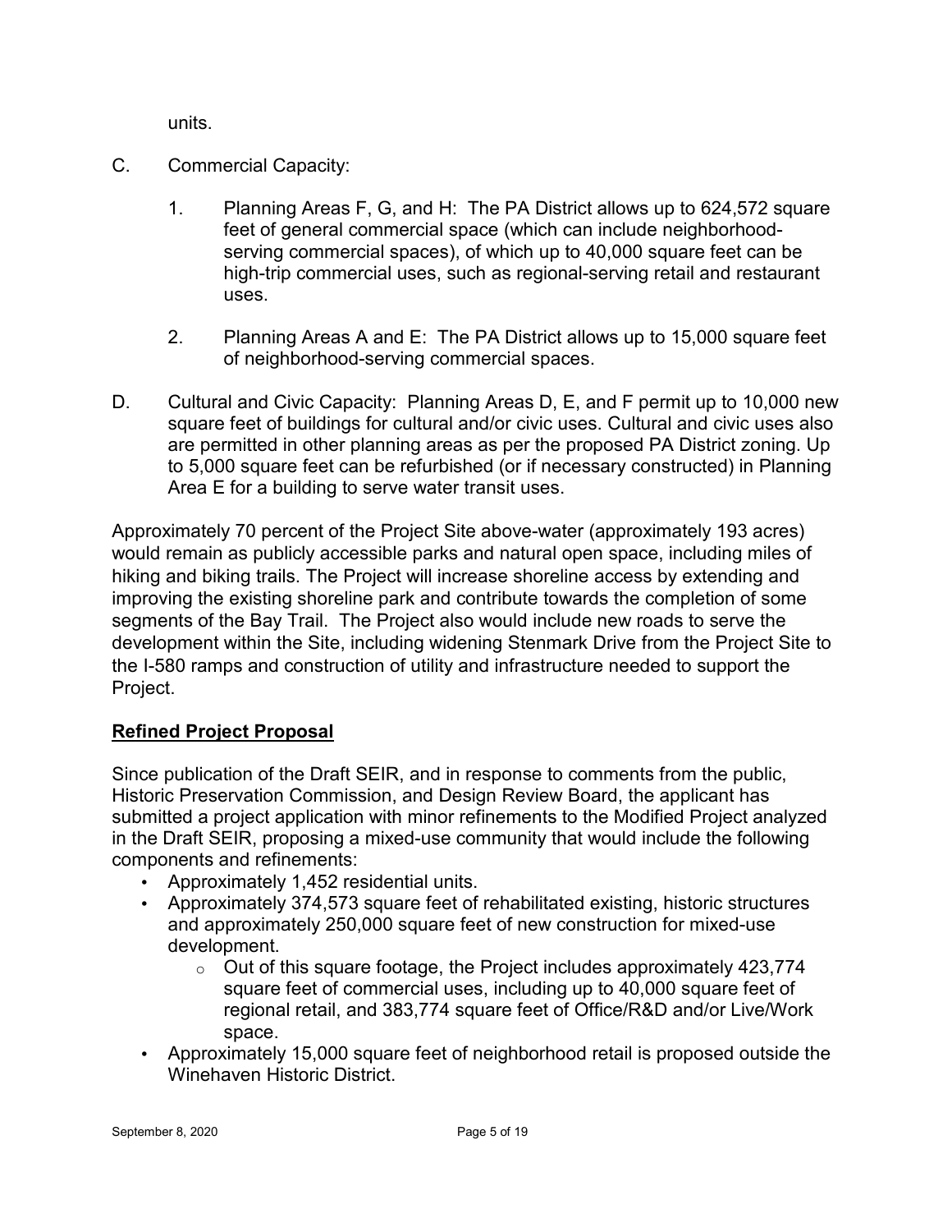units.

C. Commercial Capacity:

1. Planning Areas F, G, and H: The PA District allows up to 624,572 square feet of general commercial space (which can include neighborhood-serving commercial spaces), of which up to 40,000 square feet can be high-trip commercial uses, such as regional-serving retail and restaurant uses.

2. Planning Areas A and E: The PA District allows up to 15,000 square feet of neighborhood-serving commercial spaces.

D. Cultural and Civic Capacity: Planning Areas D, E, and F permit up to 10,000 new square feet of buildings for cultural and/or civic uses. Cultural and civic uses also are permitted in other planning areas as per the proposed PA District zoning. Up to 5,000 square feet can be refurbished (or if necessary constructed) in Planning Area E for a building to serve water transit uses.

Approximately 70 percent of the Project Site above-water (approximately 193 acres) would remain as publicly accessible parks and natural open space, including miles of hiking and biking trails. The Project will increase shoreline access by extending and improving the existing shoreline park and contribute towards the completion of some segments of the Bay Trail. The Project also would include new roads to serve the development within the Site, including widening Stenmark Drive from the Project Site to the I-580 ramps and construction of utility and infrastructure needed to support the Project.

**Refined Project Proposal**

Since publication of the Draft SEIR, and in response to comments from the public, Historic Preservation Commission, and Design Review Board, the applicant has submitted a project application with minor refinements to the Modified Project analyzed in the Draft SEIR, proposing a mixed-use community that would include the following components and refinements:

- Approximately 1,452 residential units.
- Approximately 374,573 square feet of rehabilitated existing, historic structures and approximately 250,000 square feet of new construction for mixed-use development.
  - Out of this square footage, the Project includes approximately 423,774 square feet of commercial uses, including up to 40,000 square feet of regional retail, and 383,774 square feet of Office/R&D and/or Live/Work space.
- Approximately 15,000 square feet of neighborhood retail is proposed outside the Winehaven Historic District.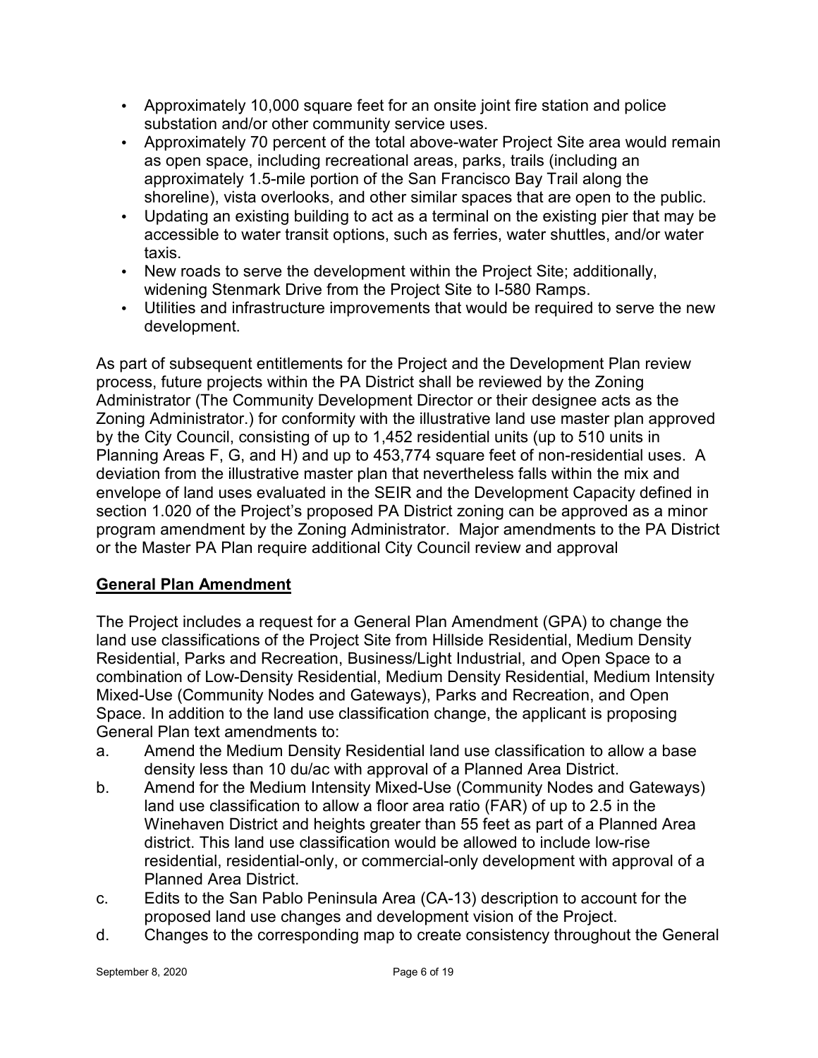- Approximately 10,000 square feet for an onsite joint fire station and police substation and/or other community service uses.
- Approximately 70 percent of the total above-water Project Site area would remain as open space, including recreational areas, parks, trails (including an approximately 1.5-mile portion of the San Francisco Bay Trail along the shoreline), vista overlooks, and other similar spaces that are open to the public.
- Updating an existing building to act as a terminal on the existing pier that may be accessible to water transit options, such as ferries, water shuttles, and/or water taxis.
- New roads to serve the development within the Project Site; additionally, widening Stenmark Drive from the Project Site to I-580 Ramps.
- Utilities and infrastructure improvements that would be required to serve the new development.

As part of subsequent entitlements for the Project and the Development Plan review process, future projects within the PA District shall be reviewed by the Zoning Administrator (The Community Development Director or their designee acts as the Zoning Administrator.) for conformity with the illustrative land use master plan approved by the City Council, consisting of up to 1,452 residential units (up to 510 units in Planning Areas F, G, and H) and up to 453,774 square feet of non-residential uses. A deviation from the illustrative master plan that nevertheless falls within the mix and envelope of land uses evaluated in the SEIR and the Development Capacity defined in section 1.020 of the Project's proposed PA District zoning can be approved as a minor program amendment by the Zoning Administrator. Major amendments to the PA District or the Master PA Plan require additional City Council review and approval

**General Plan Amendment**

The Project includes a request for a General Plan Amendment (GPA) to change the land use classifications of the Project Site from Hillside Residential, Medium Density Residential, Parks and Recreation, Business/Light Industrial, and Open Space to a combination of Low-Density Residential, Medium Density Residential, Medium Intensity Mixed-Use (Community Nodes and Gateways), Parks and Recreation, and Open Space. In addition to the land use classification change, the applicant is proposing General Plan text amendments to:

a. Amend the Medium Density Residential land use classification to allow a base density less than 10 du/ac with approval of a Planned Area District.
b. Amend for the Medium Intensity Mixed-Use (Community Nodes and Gateways) land use classification to allow a floor area ratio (FAR) of up to 2.5 in the Winehaven District and heights greater than 55 feet as part of a Planned Area district. This land use classification would be allowed to include low-rise residential, residential-only, or commercial-only development with approval of a Planned Area District.
c. Edits to the San Pablo Peninsula Area (CA-13) description to account for the proposed land use changes and development vision of the Project.
d. Changes to the corresponding map to create consistency throughout the General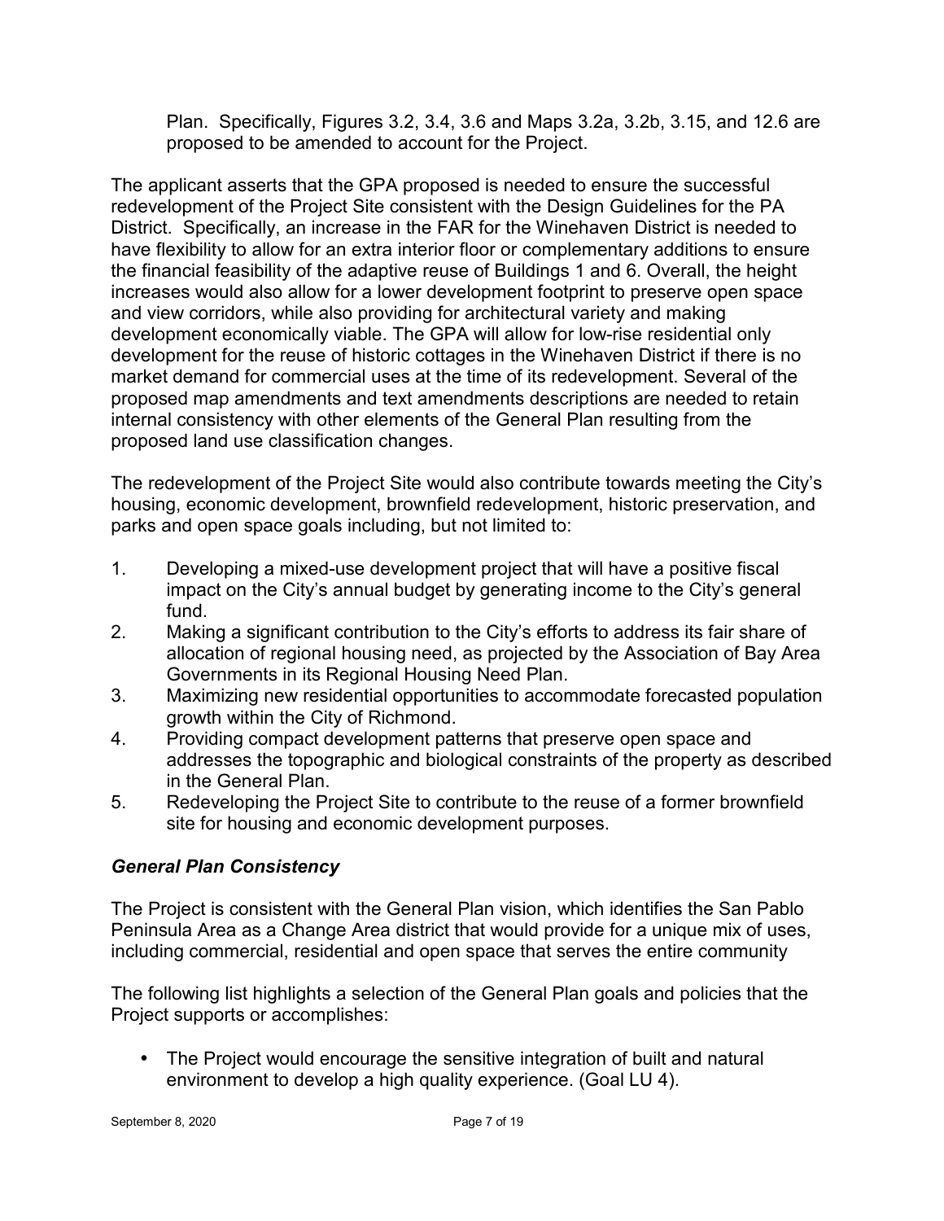Plan. Specifically, Figures 3.2, 3.4, 3.6 and Maps 3.2a, 3.2b, 3.15, and 12.6 are proposed to be amended to account for the Project.

The applicant asserts that the GPA proposed is needed to ensure the successful redevelopment of the Project Site consistent with the Design Guidelines for the PA District. Specifically, an increase in the FAR for the Winehaven District is needed to have flexibility to allow for an extra interior floor or complementary additions to ensure the financial feasibility of the adaptive reuse of Buildings 1 and 6. Overall, the height increases would also allow for a lower development footprint to preserve open space and view corridors, while also providing for architectural variety and making development economically viable. The GPA will allow for low-rise residential only development for the reuse of historic cottages in the Winehaven District if there is no market demand for commercial uses at the time of its redevelopment. Several of the proposed map amendments and text amendments descriptions are needed to retain internal consistency with other elements of the General Plan resulting from the proposed land use classification changes.

The redevelopment of the Project Site would also contribute towards meeting the City's housing, economic development, brownfield redevelopment, historic preservation, and parks and open space goals including, but not limited to:

1. Developing a mixed-use development project that will have a positive fiscal impact on the City's annual budget by generating income to the City's general fund.
2. Making a significant contribution to the City's efforts to address its fair share of allocation of regional housing need, as projected by the Association of Bay Area Governments in its Regional Housing Need Plan.
3. Maximizing new residential opportunities to accommodate forecasted population growth within the City of Richmond.
4. Providing compact development patterns that preserve open space and addresses the topographic and biological constraints of the property as described in the General Plan.
5. Redeveloping the Project Site to contribute to the reuse of a former brownfield site for housing and economic development purposes.

***General Plan Consistency***

The Project is consistent with the General Plan vision, which identifies the San Pablo Peninsula Area as a Change Area district that would provide for a unique mix of uses, including commercial, residential and open space that serves the entire community

The following list highlights a selection of the General Plan goals and policies that the Project supports or accomplishes:

- The Project would encourage the sensitive integration of built and natural environment to develop a high quality experience. (Goal LU 4).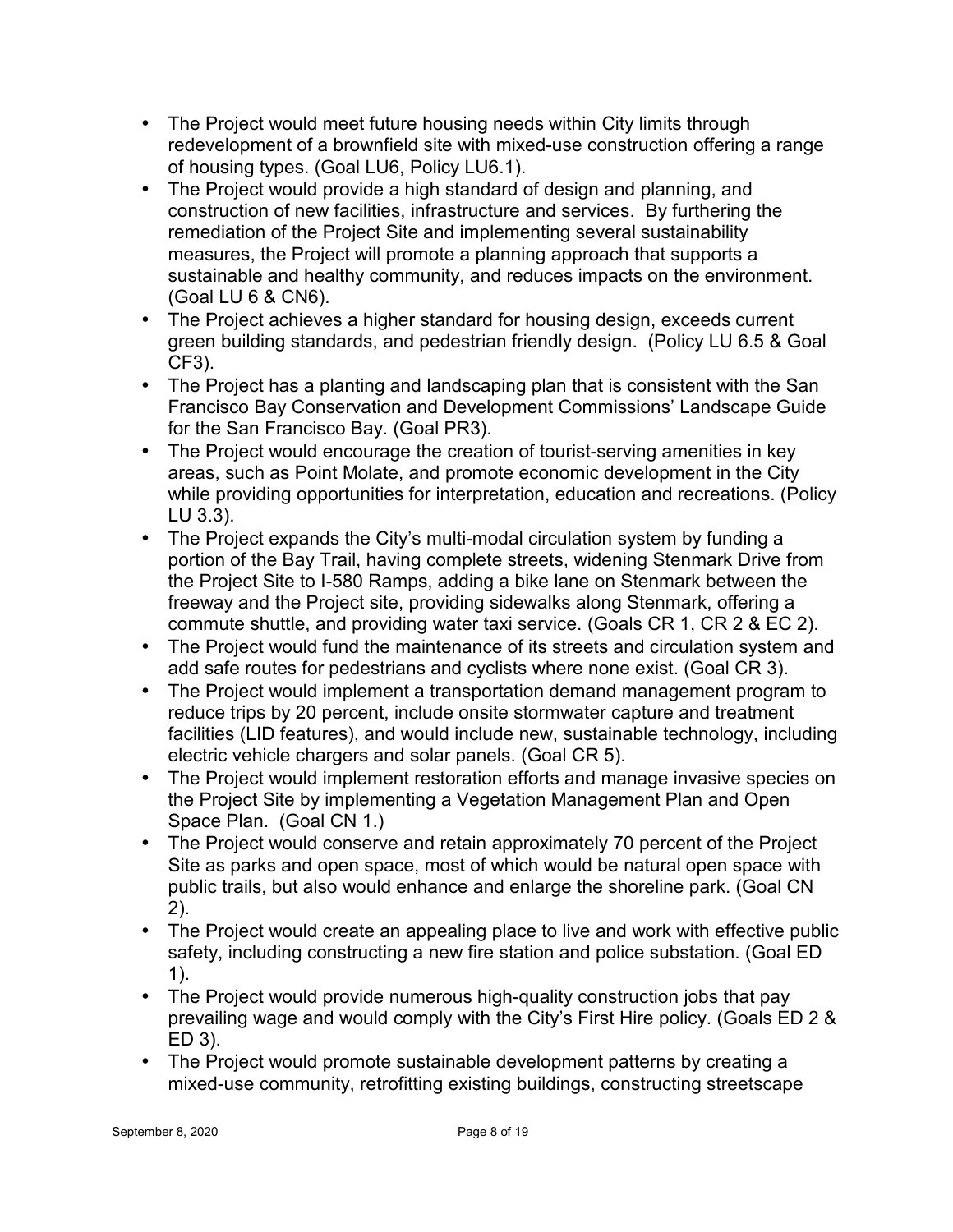- The Project would meet future housing needs within City limits through redevelopment of a brownfield site with mixed-use construction offering a range of housing types. (Goal LU6, Policy LU6.1).
- The Project would provide a high standard of design and planning, and construction of new facilities, infrastructure and services. By furthering the remediation of the Project Site and implementing several sustainability measures, the Project will promote a planning approach that supports a sustainable and healthy community, and reduces impacts on the environment. (Goal LU 6 & CN6).
- The Project achieves a higher standard for housing design, exceeds current green building standards, and pedestrian friendly design. (Policy LU 6.5 & Goal CF3).
- The Project has a planting and landscaping plan that is consistent with the San Francisco Bay Conservation and Development Commissions' Landscape Guide for the San Francisco Bay. (Goal PR3).
- The Project would encourage the creation of tourist-serving amenities in key areas, such as Point Molate, and promote economic development in the City while providing opportunities for interpretation, education and recreations. (Policy LU 3.3).
- The Project expands the City's multi-modal circulation system by funding a portion of the Bay Trail, having complete streets, widening Stenmark Drive from the Project Site to I-580 Ramps, adding a bike lane on Stenmark between the freeway and the Project site, providing sidewalks along Stenmark, offering a commute shuttle, and providing water taxi service. (Goals CR 1, CR 2 & EC 2).
- The Project would fund the maintenance of its streets and circulation system and add safe routes for pedestrians and cyclists where none exist. (Goal CR 3).
- The Project would implement a transportation demand management program to reduce trips by 20 percent, include onsite stormwater capture and treatment facilities (LID features), and would include new, sustainable technology, including electric vehicle chargers and solar panels. (Goal CR 5).
- The Project would implement restoration efforts and manage invasive species on the Project Site by implementing a Vegetation Management Plan and Open Space Plan. (Goal CN 1.)
- The Project would conserve and retain approximately 70 percent of the Project Site as parks and open space, most of which would be natural open space with public trails, but also would enhance and enlarge the shoreline park. (Goal CN 2).
- The Project would create an appealing place to live and work with effective public safety, including constructing a new fire station and police substation. (Goal ED 1).
- The Project would provide numerous high-quality construction jobs that pay prevailing wage and would comply with the City's First Hire policy. (Goals ED 2 & ED 3).
- The Project would promote sustainable development patterns by creating a mixed-use community, retrofitting existing buildings, constructing streetscape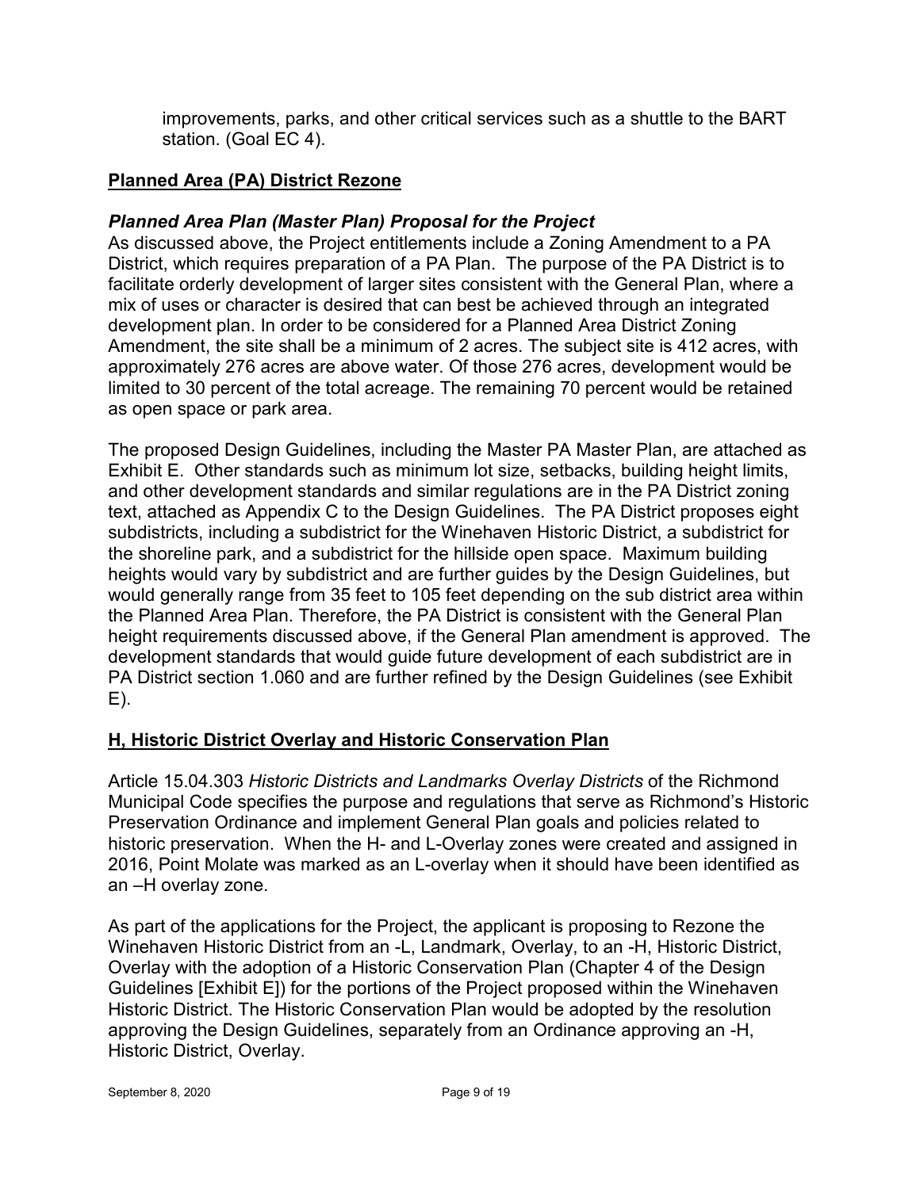improvements, parks, and other critical services such as a shuttle to the BART station. (Goal EC 4).

## Planned Area (PA) District Rezone

### *Planned Area Plan (Master Plan) Proposal for the Project*

As discussed above, the Project entitlements include a Zoning Amendment to a PA District, which requires preparation of a PA Plan. The purpose of the PA District is to facilitate orderly development of larger sites consistent with the General Plan, where a mix of uses or character is desired that can best be achieved through an integrated development plan. In order to be considered for a Planned Area District Zoning Amendment, the site shall be a minimum of 2 acres. The subject site is 412 acres, with approximately 276 acres are above water. Of those 276 acres, development would be limited to 30 percent of the total acreage. The remaining 70 percent would be retained as open space or park area.

The proposed Design Guidelines, including the Master PA Master Plan, are attached as Exhibit E. Other standards such as minimum lot size, setbacks, building height limits, and other development standards and similar regulations are in the PA District zoning text, attached as Appendix C to the Design Guidelines. The PA District proposes eight subdistricts, including a subdistrict for the Winehaven Historic District, a subdistrict for the shoreline park, and a subdistrict for the hillside open space. Maximum building heights would vary by subdistrict and are further guides by the Design Guidelines, but would generally range from 35 feet to 105 feet depending on the sub district area within the Planned Area Plan. Therefore, the PA District is consistent with the General Plan height requirements discussed above, if the General Plan amendment is approved. The development standards that would guide future development of each subdistrict are in PA District section 1.060 and are further refined by the Design Guidelines (see Exhibit E).

## H, Historic District Overlay and Historic Conservation Plan

Article 15.04.303 *Historic Districts and Landmarks Overlay Districts* of the Richmond Municipal Code specifies the purpose and regulations that serve as Richmond's Historic Preservation Ordinance and implement General Plan goals and policies related to historic preservation. When the H- and L-Overlay zones were created and assigned in 2016, Point Molate was marked as an L-overlay when it should have been identified as an –H overlay zone.

As part of the applications for the Project, the applicant is proposing to Rezone the Winehaven Historic District from an -L, Landmark, Overlay, to an -H, Historic District, Overlay with the adoption of a Historic Conservation Plan (Chapter 4 of the Design Guidelines [Exhibit E]) for the portions of the Project proposed within the Winehaven Historic District. The Historic Conservation Plan would be adopted by the resolution approving the Design Guidelines, separately from an Ordinance approving an -H, Historic District, Overlay.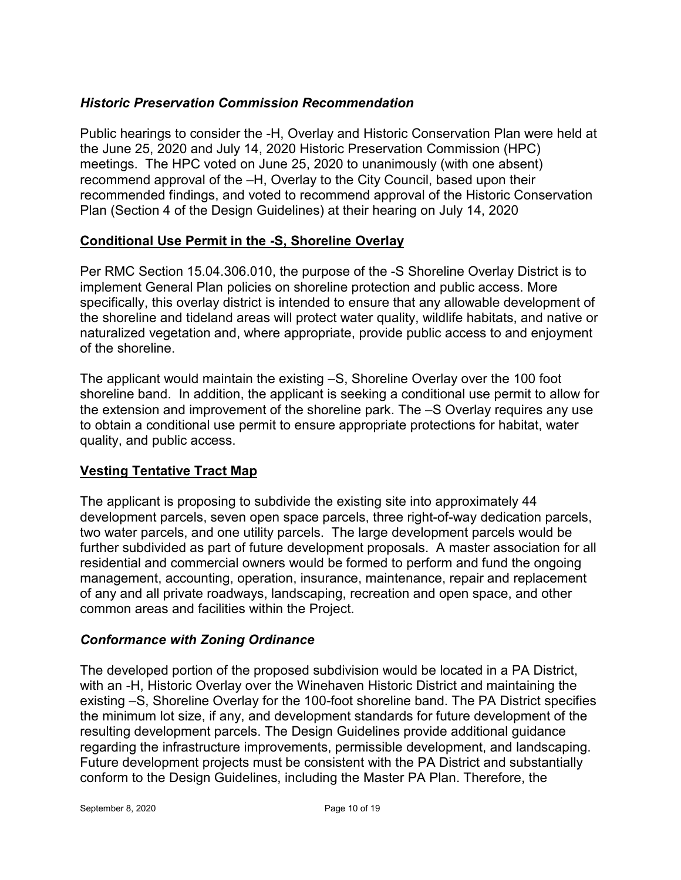### *Historic Preservation Commission Recommendation*

Public hearings to consider the -H, Overlay and Historic Conservation Plan were held at the June 25, 2020 and July 14, 2020 Historic Preservation Commission (HPC) meetings. The HPC voted on June 25, 2020 to unanimously (with one absent) recommend approval of the –H, Overlay to the City Council, based upon their recommended findings, and voted to recommend approval of the Historic Conservation Plan (Section 4 of the Design Guidelines) at their hearing on July 14, 2020

## Conditional Use Permit in the -S, Shoreline Overlay

Per RMC Section 15.04.306.010, the purpose of the -S Shoreline Overlay District is to implement General Plan policies on shoreline protection and public access. More specifically, this overlay district is intended to ensure that any allowable development of the shoreline and tideland areas will protect water quality, wildlife habitats, and native or naturalized vegetation and, where appropriate, provide public access to and enjoyment of the shoreline.

The applicant would maintain the existing –S, Shoreline Overlay over the 100 foot shoreline band. In addition, the applicant is seeking a conditional use permit to allow for the extension and improvement of the shoreline park. The –S Overlay requires any use to obtain a conditional use permit to ensure appropriate protections for habitat, water quality, and public access.

## Vesting Tentative Tract Map

The applicant is proposing to subdivide the existing site into approximately 44 development parcels, seven open space parcels, three right-of-way dedication parcels, two water parcels, and one utility parcels. The large development parcels would be further subdivided as part of future development proposals. A master association for all residential and commercial owners would be formed to perform and fund the ongoing management, accounting, operation, insurance, maintenance, repair and replacement of any and all private roadways, landscaping, recreation and open space, and other common areas and facilities within the Project.

### *Conformance with Zoning Ordinance*

The developed portion of the proposed subdivision would be located in a PA District, with an -H, Historic Overlay over the Winehaven Historic District and maintaining the existing –S, Shoreline Overlay for the 100-foot shoreline band. The PA District specifies the minimum lot size, if any, and development standards for future development of the resulting development parcels. The Design Guidelines provide additional guidance regarding the infrastructure improvements, permissible development, and landscaping. Future development projects must be consistent with the PA District and substantially conform to the Design Guidelines, including the Master PA Plan. Therefore, the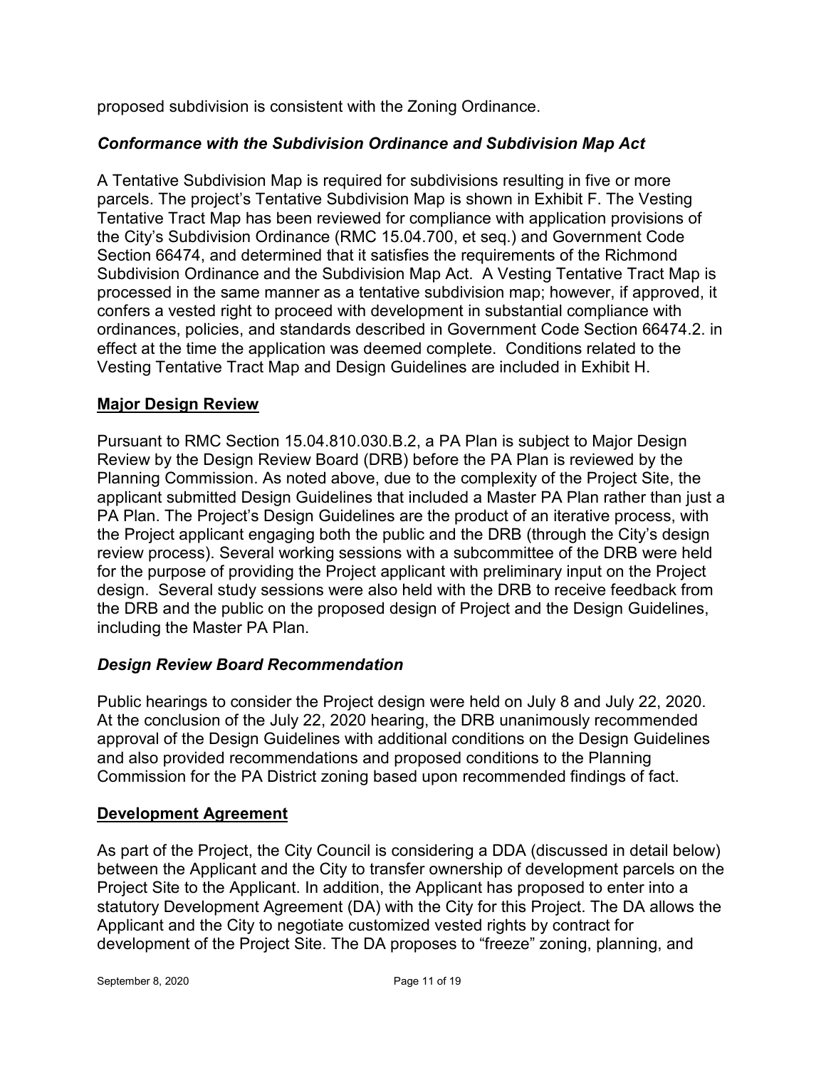proposed subdivision is consistent with the Zoning Ordinance.

### *Conformance with the Subdivision Ordinance and Subdivision Map Act*

A Tentative Subdivision Map is required for subdivisions resulting in five or more parcels. The project's Tentative Subdivision Map is shown in Exhibit F. The Vesting Tentative Tract Map has been reviewed for compliance with application provisions of the City's Subdivision Ordinance (RMC 15.04.700, et seq.) and Government Code Section 66474, and determined that it satisfies the requirements of the Richmond Subdivision Ordinance and the Subdivision Map Act. A Vesting Tentative Tract Map is processed in the same manner as a tentative subdivision map; however, if approved, it confers a vested right to proceed with development in substantial compliance with ordinances, policies, and standards described in Government Code Section 66474.2. in effect at the time the application was deemed complete. Conditions related to the Vesting Tentative Tract Map and Design Guidelines are included in Exhibit H.

## **Major Design Review**

Pursuant to RMC Section 15.04.810.030.B.2, a PA Plan is subject to Major Design Review by the Design Review Board (DRB) before the PA Plan is reviewed by the Planning Commission. As noted above, due to the complexity of the Project Site, the applicant submitted Design Guidelines that included a Master PA Plan rather than just a PA Plan. The Project's Design Guidelines are the product of an iterative process, with the Project applicant engaging both the public and the DRB (through the City's design review process). Several working sessions with a subcommittee of the DRB were held for the purpose of providing the Project applicant with preliminary input on the Project design. Several study sessions were also held with the DRB to receive feedback from the DRB and the public on the proposed design of Project and the Design Guidelines, including the Master PA Plan.

### *Design Review Board Recommendation*

Public hearings to consider the Project design were held on July 8 and July 22, 2020. At the conclusion of the July 22, 2020 hearing, the DRB unanimously recommended approval of the Design Guidelines with additional conditions on the Design Guidelines and also provided recommendations and proposed conditions to the Planning Commission for the PA District zoning based upon recommended findings of fact.

## **Development Agreement**

As part of the Project, the City Council is considering a DDA (discussed in detail below) between the Applicant and the City to transfer ownership of development parcels on the Project Site to the Applicant. In addition, the Applicant has proposed to enter into a statutory Development Agreement (DA) with the City for this Project. The DA allows the Applicant and the City to negotiate customized vested rights by contract for development of the Project Site. The DA proposes to "freeze" zoning, planning, and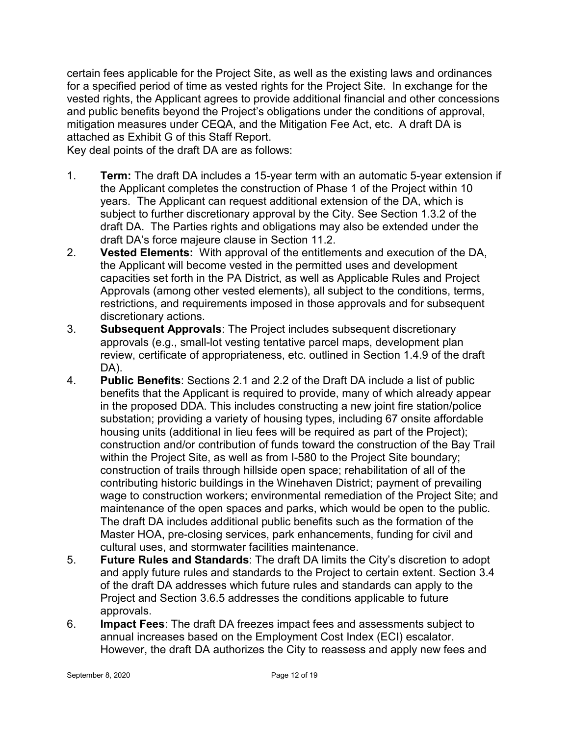certain fees applicable for the Project Site, as well as the existing laws and ordinances for a specified period of time as vested rights for the Project Site. In exchange for the vested rights, the Applicant agrees to provide additional financial and other concessions and public benefits beyond the Project's obligations under the conditions of approval, mitigation measures under CEQA, and the Mitigation Fee Act, etc. A draft DA is attached as Exhibit G of this Staff Report.
Key deal points of the draft DA are as follows:

1. **Term:** The draft DA includes a 15-year term with an automatic 5-year extension if the Applicant completes the construction of Phase 1 of the Project within 10 years. The Applicant can request additional extension of the DA, which is subject to further discretionary approval by the City. See Section 1.3.2 of the draft DA. The Parties rights and obligations may also be extended under the draft DA's force majeure clause in Section 11.2.
2. **Vested Elements:** With approval of the entitlements and execution of the DA, the Applicant will become vested in the permitted uses and development capacities set forth in the PA District, as well as Applicable Rules and Project Approvals (among other vested elements), all subject to the conditions, terms, restrictions, and requirements imposed in those approvals and for subsequent discretionary actions.
3. **Subsequent Approvals**: The Project includes subsequent discretionary approvals (e.g., small-lot vesting tentative parcel maps, development plan review, certificate of appropriateness, etc. outlined in Section 1.4.9 of the draft DA).
4. **Public Benefits**: Sections 2.1 and 2.2 of the Draft DA include a list of public benefits that the Applicant is required to provide, many of which already appear in the proposed DDA. This includes constructing a new joint fire station/police substation; providing a variety of housing types, including 67 onsite affordable housing units (additional in lieu fees will be required as part of the Project); construction and/or contribution of funds toward the construction of the Bay Trail within the Project Site, as well as from I-580 to the Project Site boundary; construction of trails through hillside open space; rehabilitation of all of the contributing historic buildings in the Winehaven District; payment of prevailing wage to construction workers; environmental remediation of the Project Site; and maintenance of the open spaces and parks, which would be open to the public. The draft DA includes additional public benefits such as the formation of the Master HOA, pre-closing services, park enhancements, funding for civil and cultural uses, and stormwater facilities maintenance.
5. **Future Rules and Standards**: The draft DA limits the City's discretion to adopt and apply future rules and standards to the Project to certain extent. Section 3.4 of the draft DA addresses which future rules and standards can apply to the Project and Section 3.6.5 addresses the conditions applicable to future approvals.
6. **Impact Fees**: The draft DA freezes impact fees and assessments subject to annual increases based on the Employment Cost Index (ECI) escalator. However, the draft DA authorizes the City to reassess and apply new fees and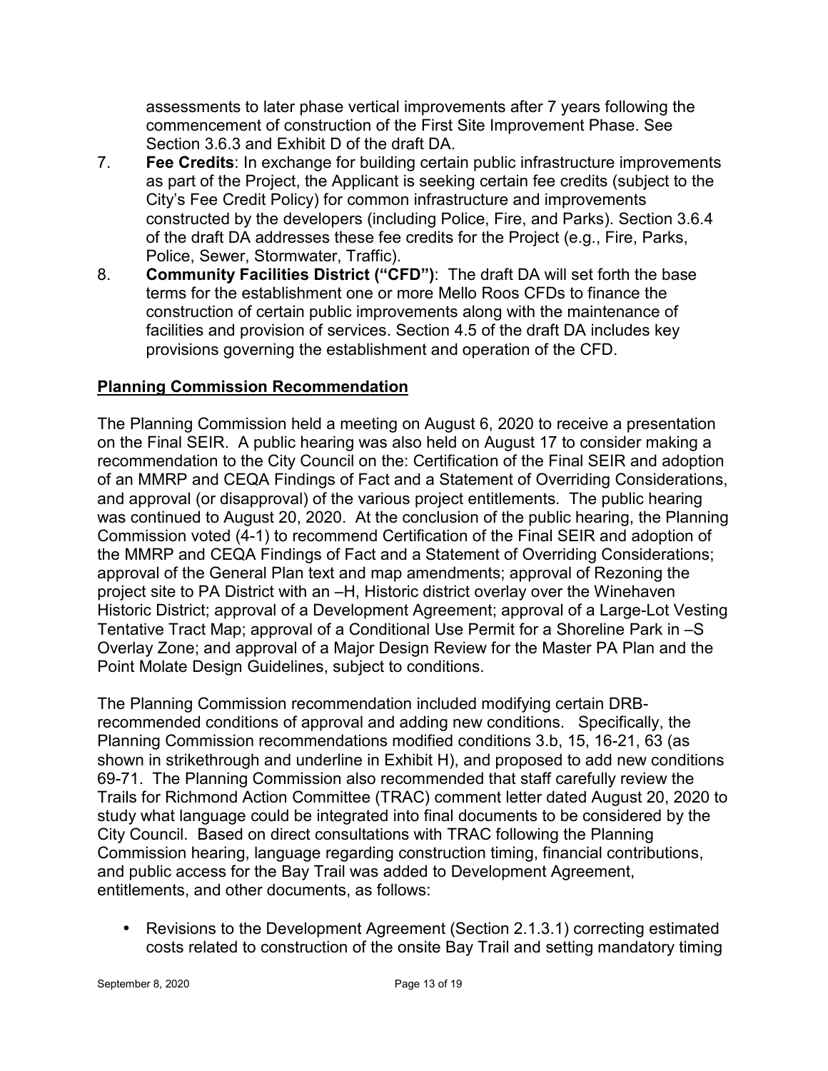assessments to later phase vertical improvements after 7 years following the commencement of construction of the First Site Improvement Phase. See Section 3.6.3 and Exhibit D of the draft DA.

7. **Fee Credits**: In exchange for building certain public infrastructure improvements as part of the Project, the Applicant is seeking certain fee credits (subject to the City's Fee Credit Policy) for common infrastructure and improvements constructed by the developers (including Police, Fire, and Parks). Section 3.6.4 of the draft DA addresses these fee credits for the Project (e.g., Fire, Parks, Police, Sewer, Stormwater, Traffic).
8. **Community Facilities District ("CFD")**: The draft DA will set forth the base terms for the establishment one or more Mello Roos CFDs to finance the construction of certain public improvements along with the maintenance of facilities and provision of services. Section 4.5 of the draft DA includes key provisions governing the establishment and operation of the CFD.

**Planning Commission Recommendation**

The Planning Commission held a meeting on August 6, 2020 to receive a presentation on the Final SEIR. A public hearing was also held on August 17 to consider making a recommendation to the City Council on the: Certification of the Final SEIR and adoption of an MMRP and CEQA Findings of Fact and a Statement of Overriding Considerations, and approval (or disapproval) of the various project entitlements. The public hearing was continued to August 20, 2020. At the conclusion of the public hearing, the Planning Commission voted (4-1) to recommend Certification of the Final SEIR and adoption of the MMRP and CEQA Findings of Fact and a Statement of Overriding Considerations; approval of the General Plan text and map amendments; approval of Rezoning the project site to PA District with an –H, Historic district overlay over the Winehaven Historic District; approval of a Development Agreement; approval of a Large-Lot Vesting Tentative Tract Map; approval of a Conditional Use Permit for a Shoreline Park in –S Overlay Zone; and approval of a Major Design Review for the Master PA Plan and the Point Molate Design Guidelines, subject to conditions.

The Planning Commission recommendation included modifying certain DRB-recommended conditions of approval and adding new conditions. Specifically, the Planning Commission recommendations modified conditions 3.b, 15, 16-21, 63 (as shown in strikethrough and underline in Exhibit H), and proposed to add new conditions 69-71. The Planning Commission also recommended that staff carefully review the Trails for Richmond Action Committee (TRAC) comment letter dated August 20, 2020 to study what language could be integrated into final documents to be considered by the City Council. Based on direct consultations with TRAC following the Planning Commission hearing, language regarding construction timing, financial contributions, and public access for the Bay Trail was added to Development Agreement, entitlements, and other documents, as follows:

- Revisions to the Development Agreement (Section 2.1.3.1) correcting estimated costs related to construction of the onsite Bay Trail and setting mandatory timing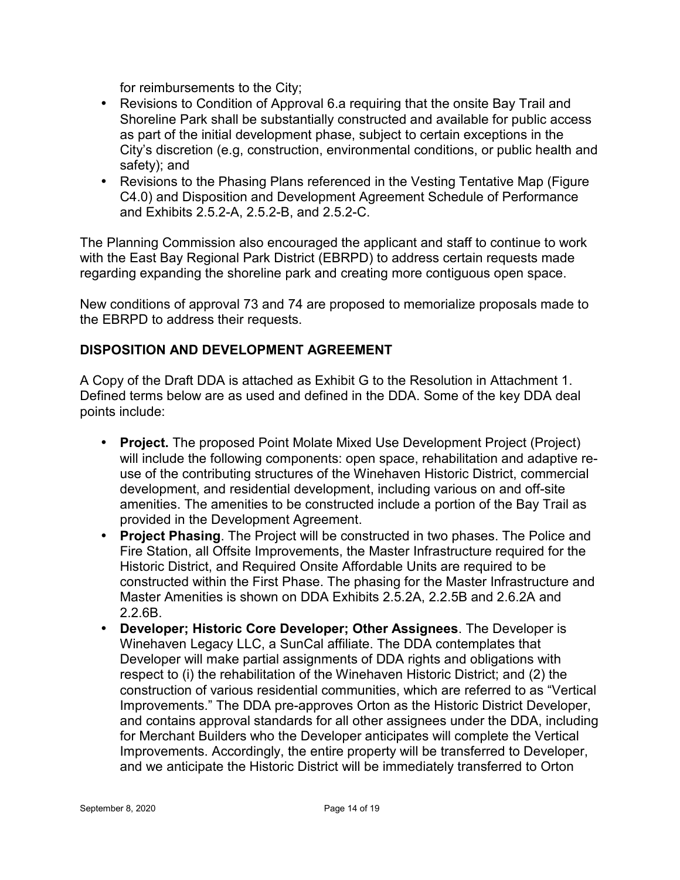for reimbursements to the City;

- Revisions to Condition of Approval 6.a requiring that the onsite Bay Trail and Shoreline Park shall be substantially constructed and available for public access as part of the initial development phase, subject to certain exceptions in the City's discretion (e.g, construction, environmental conditions, or public health and safety); and
- Revisions to the Phasing Plans referenced in the Vesting Tentative Map (Figure C4.0) and Disposition and Development Agreement Schedule of Performance and Exhibits 2.5.2-A, 2.5.2-B, and 2.5.2-C.

The Planning Commission also encouraged the applicant and staff to continue to work with the East Bay Regional Park District (EBRPD) to address certain requests made regarding expanding the shoreline park and creating more contiguous open space.

New conditions of approval 73 and 74 are proposed to memorialize proposals made to the EBRPD to address their requests.

## DISPOSITION AND DEVELOPMENT AGREEMENT

A Copy of the Draft DDA is attached as Exhibit G to the Resolution in Attachment 1. Defined terms below are as used and defined in the DDA. Some of the key DDA deal points include:

- **Project.** The proposed Point Molate Mixed Use Development Project (Project) will include the following components: open space, rehabilitation and adaptive re-use of the contributing structures of the Winehaven Historic District, commercial development, and residential development, including various on and off-site amenities. The amenities to be constructed include a portion of the Bay Trail as provided in the Development Agreement.
- **Project Phasing**. The Project will be constructed in two phases. The Police and Fire Station, all Offsite Improvements, the Master Infrastructure required for the Historic District, and Required Onsite Affordable Units are required to be constructed within the First Phase. The phasing for the Master Infrastructure and Master Amenities is shown on DDA Exhibits 2.5.2A, 2.2.5B and 2.6.2A and 2.2.6B.
- **Developer; Historic Core Developer; Other Assignees**. The Developer is Winehaven Legacy LLC, a SunCal affiliate. The DDA contemplates that Developer will make partial assignments of DDA rights and obligations with respect to (i) the rehabilitation of the Winehaven Historic District; and (2) the construction of various residential communities, which are referred to as "Vertical Improvements." The DDA pre-approves Orton as the Historic District Developer, and contains approval standards for all other assignees under the DDA, including for Merchant Builders who the Developer anticipates will complete the Vertical Improvements. Accordingly, the entire property will be transferred to Developer, and we anticipate the Historic District will be immediately transferred to Orton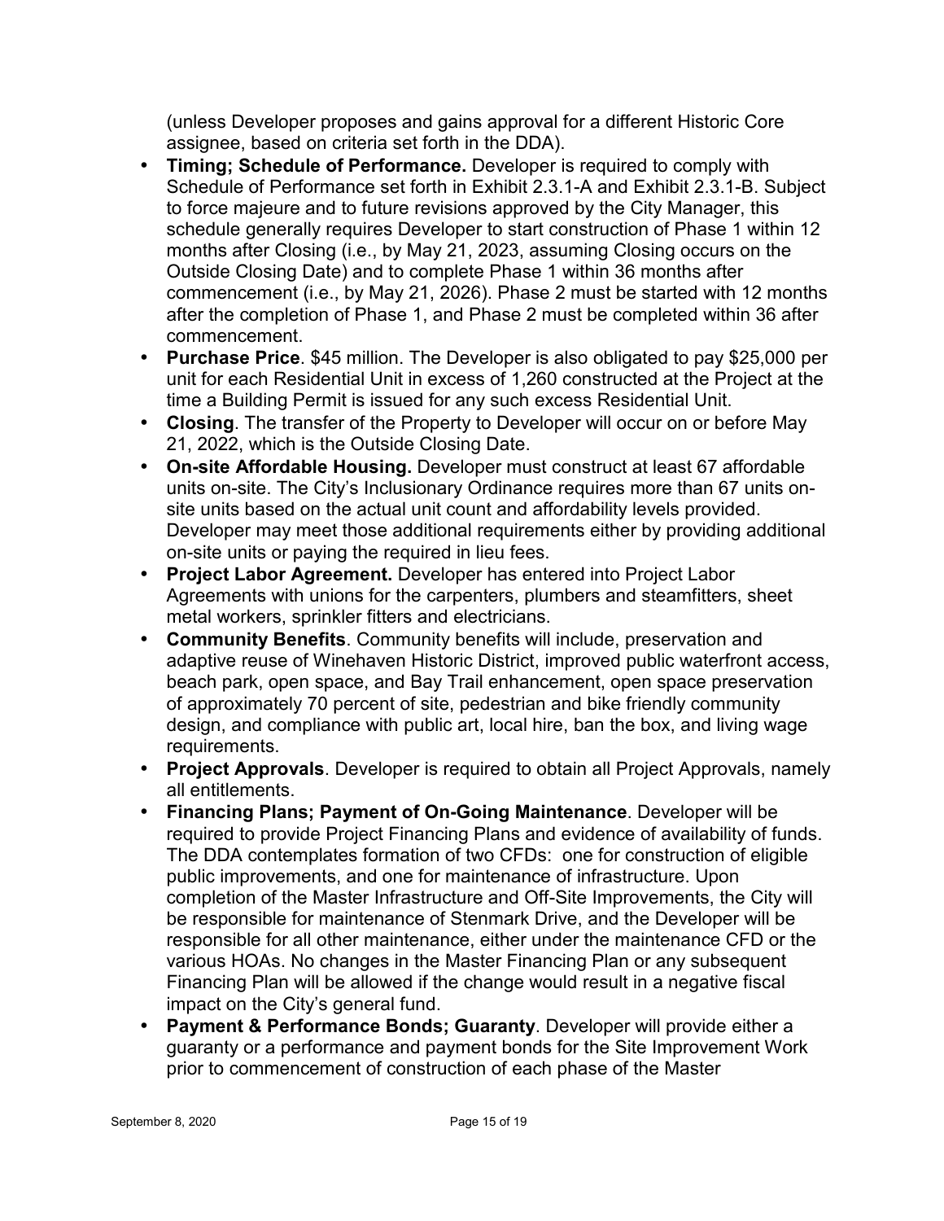(unless Developer proposes and gains approval for a different Historic Core assignee, based on criteria set forth in the DDA).

- **Timing; Schedule of Performance.** Developer is required to comply with Schedule of Performance set forth in Exhibit 2.3.1-A and Exhibit 2.3.1-B. Subject to force majeure and to future revisions approved by the City Manager, this schedule generally requires Developer to start construction of Phase 1 within 12 months after Closing (i.e., by May 21, 2023, assuming Closing occurs on the Outside Closing Date) and to complete Phase 1 within 36 months after commencement (i.e., by May 21, 2026). Phase 2 must be started with 12 months after the completion of Phase 1, and Phase 2 must be completed within 36 after commencement.
- **Purchase Price**. $45 million. The Developer is also obligated to pay $25,000 per unit for each Residential Unit in excess of 1,260 constructed at the Project at the time a Building Permit is issued for any such excess Residential Unit.
- **Closing**. The transfer of the Property to Developer will occur on or before May 21, 2022, which is the Outside Closing Date.
- **On-site Affordable Housing.** Developer must construct at least 67 affordable units on-site. The City's Inclusionary Ordinance requires more than 67 units on-site units based on the actual unit count and affordability levels provided. Developer may meet those additional requirements either by providing additional on-site units or paying the required in lieu fees.
- **Project Labor Agreement.** Developer has entered into Project Labor Agreements with unions for the carpenters, plumbers and steamfitters, sheet metal workers, sprinkler fitters and electricians.
- **Community Benefits**. Community benefits will include, preservation and adaptive reuse of Winehaven Historic District, improved public waterfront access, beach park, open space, and Bay Trail enhancement, open space preservation of approximately 70 percent of site, pedestrian and bike friendly community design, and compliance with public art, local hire, ban the box, and living wage requirements.
- **Project Approvals**. Developer is required to obtain all Project Approvals, namely all entitlements.
- **Financing Plans; Payment of On-Going Maintenance**. Developer will be required to provide Project Financing Plans and evidence of availability of funds. The DDA contemplates formation of two CFDs: one for construction of eligible public improvements, and one for maintenance of infrastructure. Upon completion of the Master Infrastructure and Off-Site Improvements, the City will be responsible for maintenance of Stenmark Drive, and the Developer will be responsible for all other maintenance, either under the maintenance CFD or the various HOAs. No changes in the Master Financing Plan or any subsequent Financing Plan will be allowed if the change would result in a negative fiscal impact on the City's general fund.
- **Payment & Performance Bonds; Guaranty**. Developer will provide either a guaranty or a performance and payment bonds for the Site Improvement Work prior to commencement of construction of each phase of the Master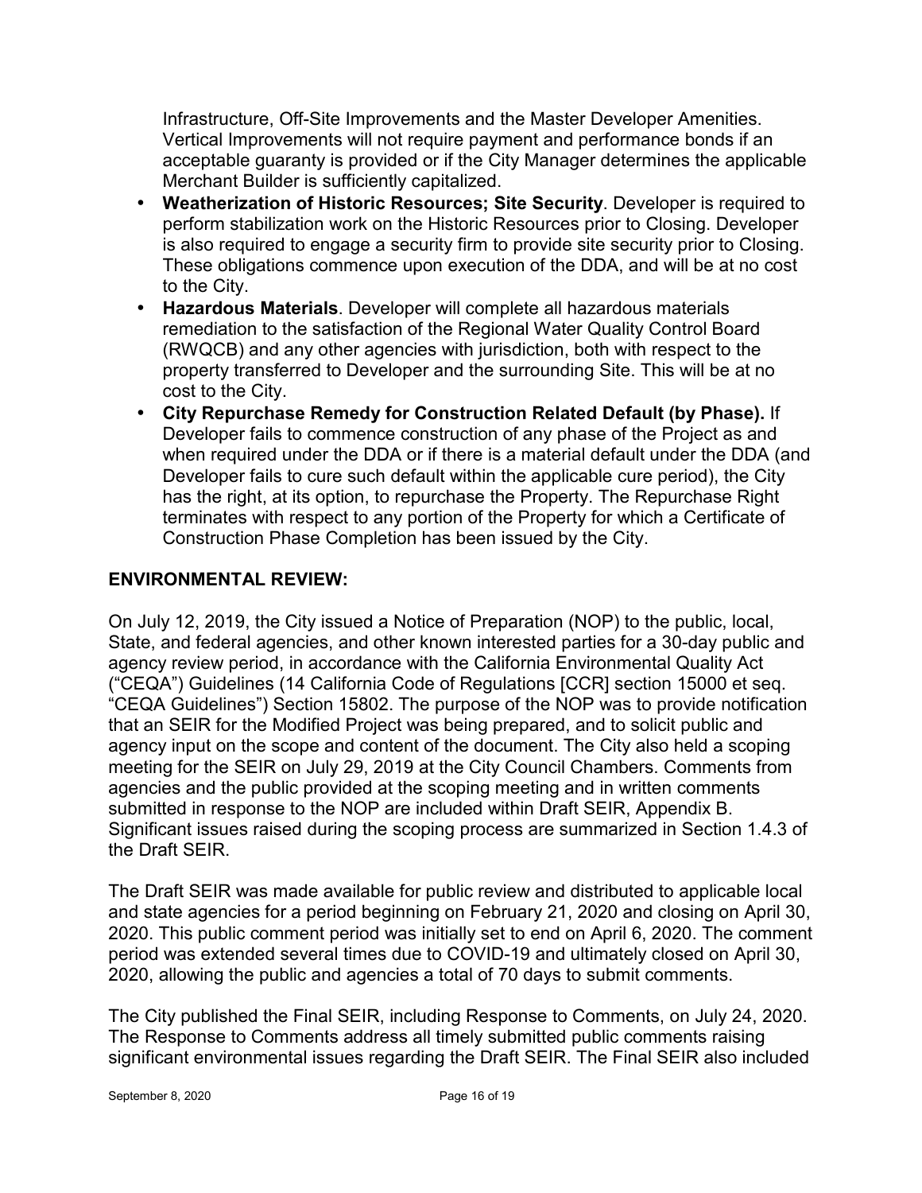Infrastructure, Off-Site Improvements and the Master Developer Amenities. Vertical Improvements will not require payment and performance bonds if an acceptable guaranty is provided or if the City Manager determines the applicable Merchant Builder is sufficiently capitalized.

- **Weatherization of Historic Resources; Site Security**. Developer is required to perform stabilization work on the Historic Resources prior to Closing. Developer is also required to engage a security firm to provide site security prior to Closing. These obligations commence upon execution of the DDA, and will be at no cost to the City.
- **Hazardous Materials**. Developer will complete all hazardous materials remediation to the satisfaction of the Regional Water Quality Control Board (RWQCB) and any other agencies with jurisdiction, both with respect to the property transferred to Developer and the surrounding Site. This will be at no cost to the City.
- **City Repurchase Remedy for Construction Related Default (by Phase).** If Developer fails to commence construction of any phase of the Project as and when required under the DDA or if there is a material default under the DDA (and Developer fails to cure such default within the applicable cure period), the City has the right, at its option, to repurchase the Property. The Repurchase Right terminates with respect to any portion of the Property for which a Certificate of Construction Phase Completion has been issued by the City.

## ENVIRONMENTAL REVIEW:

On July 12, 2019, the City issued a Notice of Preparation (NOP) to the public, local, State, and federal agencies, and other known interested parties for a 30-day public and agency review period, in accordance with the California Environmental Quality Act ("CEQA") Guidelines (14 California Code of Regulations [CCR] section 15000 et seq. "CEQA Guidelines") Section 15802. The purpose of the NOP was to provide notification that an SEIR for the Modified Project was being prepared, and to solicit public and agency input on the scope and content of the document. The City also held a scoping meeting for the SEIR on July 29, 2019 at the City Council Chambers. Comments from agencies and the public provided at the scoping meeting and in written comments submitted in response to the NOP are included within Draft SEIR, Appendix B. Significant issues raised during the scoping process are summarized in Section 1.4.3 of the Draft SEIR.

The Draft SEIR was made available for public review and distributed to applicable local and state agencies for a period beginning on February 21, 2020 and closing on April 30, 2020. This public comment period was initially set to end on April 6, 2020. The comment period was extended several times due to COVID-19 and ultimately closed on April 30, 2020, allowing the public and agencies a total of 70 days to submit comments.

The City published the Final SEIR, including Response to Comments, on July 24, 2020. The Response to Comments address all timely submitted public comments raising significant environmental issues regarding the Draft SEIR. The Final SEIR also included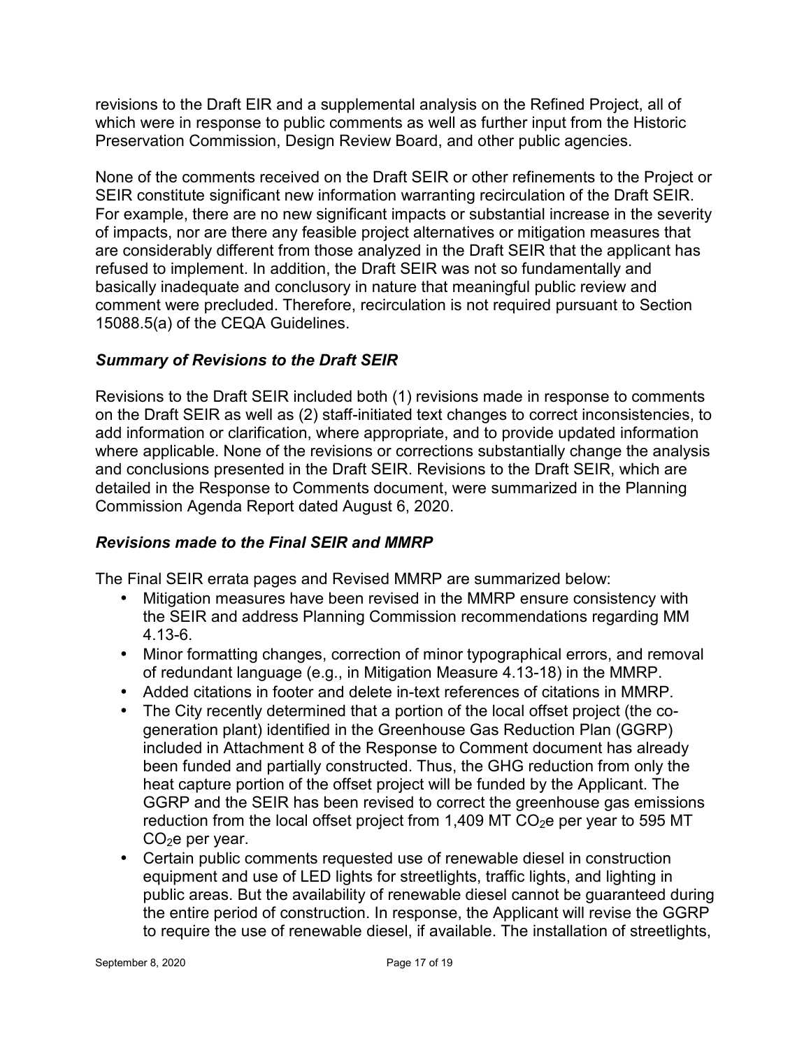revisions to the Draft EIR and a supplemental analysis on the Refined Project, all of which were in response to public comments as well as further input from the Historic Preservation Commission, Design Review Board, and other public agencies.

None of the comments received on the Draft SEIR or other refinements to the Project or SEIR constitute significant new information warranting recirculation of the Draft SEIR. For example, there are no new significant impacts or substantial increase in the severity of impacts, nor are there any feasible project alternatives or mitigation measures that are considerably different from those analyzed in the Draft SEIR that the applicant has refused to implement. In addition, the Draft SEIR was not so fundamentally and basically inadequate and conclusory in nature that meaningful public review and comment were precluded. Therefore, recirculation is not required pursuant to Section 15088.5(a) of the CEQA Guidelines.

### *Summary of Revisions to the Draft SEIR*

Revisions to the Draft SEIR included both (1) revisions made in response to comments on the Draft SEIR as well as (2) staff-initiated text changes to correct inconsistencies, to add information or clarification, where appropriate, and to provide updated information where applicable. None of the revisions or corrections substantially change the analysis and conclusions presented in the Draft SEIR. Revisions to the Draft SEIR, which are detailed in the Response to Comments document, were summarized in the Planning Commission Agenda Report dated August 6, 2020.

### *Revisions made to the Final SEIR and MMRP*

The Final SEIR errata pages and Revised MMRP are summarized below:

- Mitigation measures have been revised in the MMRP ensure consistency with the SEIR and address Planning Commission recommendations regarding MM 4.13-6.
- Minor formatting changes, correction of minor typographical errors, and removal of redundant language (e.g., in Mitigation Measure 4.13-18) in the MMRP.
- Added citations in footer and delete in-text references of citations in MMRP.
- The City recently determined that a portion of the local offset project (the co-generation plant) identified in the Greenhouse Gas Reduction Plan (GGRP) included in Attachment 8 of the Response to Comment document has already been funded and partially constructed. Thus, the GHG reduction from only the heat capture portion of the offset project will be funded by the Applicant. The GGRP and the SEIR has been revised to correct the greenhouse gas emissions reduction from the local offset project from 1,409 MT $CO_2$e per year to 595 MT $CO_2$e per year.
- Certain public comments requested use of renewable diesel in construction equipment and use of LED lights for streetlights, traffic lights, and lighting in public areas. But the availability of renewable diesel cannot be guaranteed during the entire period of construction. In response, the Applicant will revise the GGRP to require the use of renewable diesel, if available. The installation of streetlights,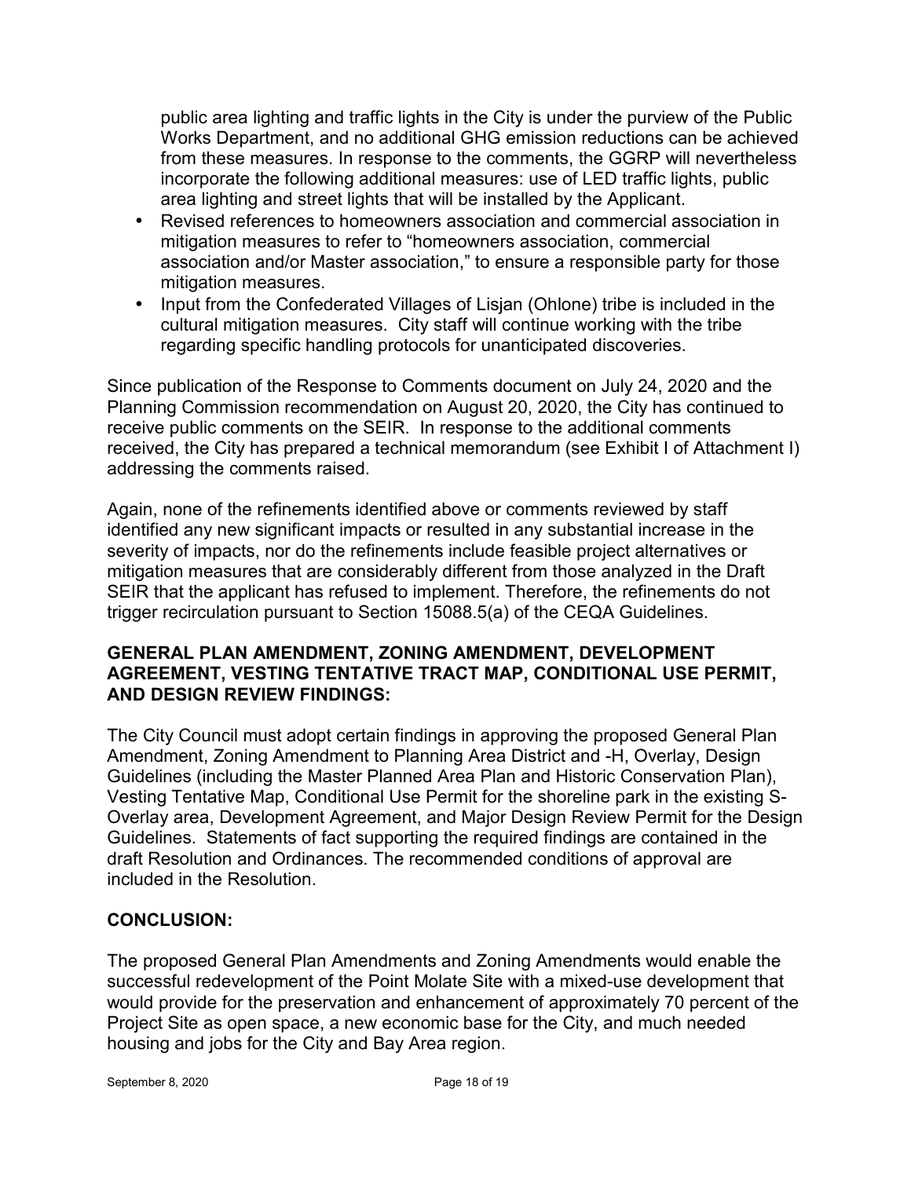public area lighting and traffic lights in the City is under the purview of the Public Works Department, and no additional GHG emission reductions can be achieved from these measures. In response to the comments, the GGRP will nevertheless incorporate the following additional measures: use of LED traffic lights, public area lighting and street lights that will be installed by the Applicant.

- Revised references to homeowners association and commercial association in mitigation measures to refer to "homeowners association, commercial association and/or Master association," to ensure a responsible party for those mitigation measures.
- Input from the Confederated Villages of Lisjan (Ohlone) tribe is included in the cultural mitigation measures. City staff will continue working with the tribe regarding specific handling protocols for unanticipated discoveries.

Since publication of the Response to Comments document on July 24, 2020 and the Planning Commission recommendation on August 20, 2020, the City has continued to receive public comments on the SEIR. In response to the additional comments received, the City has prepared a technical memorandum (see Exhibit I of Attachment I) addressing the comments raised.

Again, none of the refinements identified above or comments reviewed by staff identified any new significant impacts or resulted in any substantial increase in the severity of impacts, nor do the refinements include feasible project alternatives or mitigation measures that are considerably different from those analyzed in the Draft SEIR that the applicant has refused to implement. Therefore, the refinements do not trigger recirculation pursuant to Section 15088.5(a) of the CEQA Guidelines.

**GENERAL PLAN AMENDMENT, ZONING AMENDMENT, DEVELOPMENT AGREEMENT, VESTING TENTATIVE TRACT MAP, CONDITIONAL USE PERMIT, AND DESIGN REVIEW FINDINGS:**

The City Council must adopt certain findings in approving the proposed General Plan Amendment, Zoning Amendment to Planning Area District and -H, Overlay, Design Guidelines (including the Master Planned Area Plan and Historic Conservation Plan), Vesting Tentative Map, Conditional Use Permit for the shoreline park in the existing S-Overlay area, Development Agreement, and Major Design Review Permit for the Design Guidelines. Statements of fact supporting the required findings are contained in the draft Resolution and Ordinances. The recommended conditions of approval are included in the Resolution.

**CONCLUSION:**

The proposed General Plan Amendments and Zoning Amendments would enable the successful redevelopment of the Point Molate Site with a mixed-use development that would provide for the preservation and enhancement of approximately 70 percent of the Project Site as open space, a new economic base for the City, and much needed housing and jobs for the City and Bay Area region.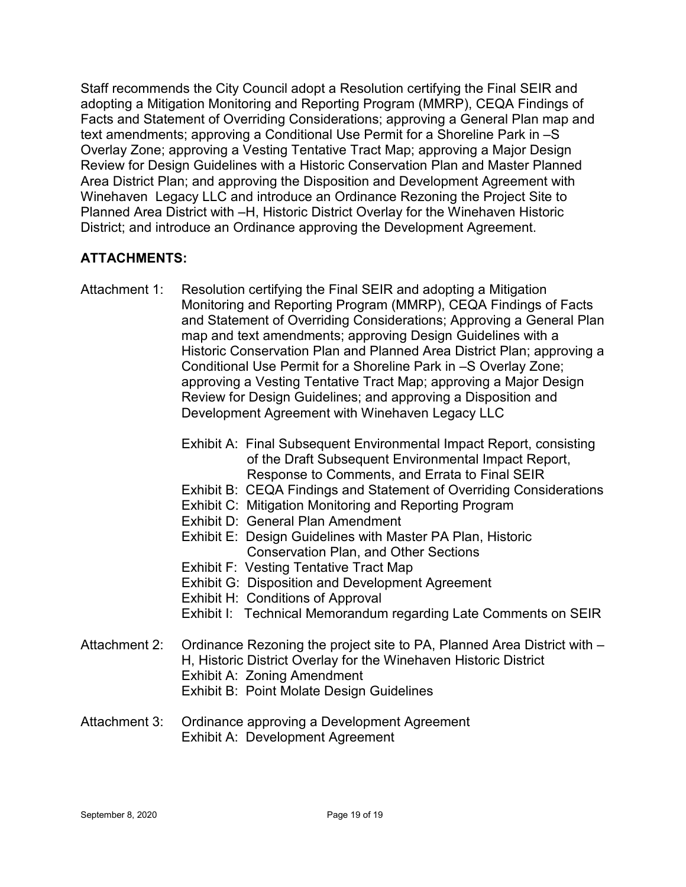Staff recommends the City Council adopt a Resolution certifying the Final SEIR and adopting a Mitigation Monitoring and Reporting Program (MMRP), CEQA Findings of Facts and Statement of Overriding Considerations; approving a General Plan map and text amendments; approving a Conditional Use Permit for a Shoreline Park in –S Overlay Zone; approving a Vesting Tentative Tract Map; approving a Major Design Review for Design Guidelines with a Historic Conservation Plan and Master Planned Area District Plan; and approving the Disposition and Development Agreement with Winehaven Legacy LLC and introduce an Ordinance Rezoning the Project Site to Planned Area District with –H, Historic District Overlay for the Winehaven Historic District; and introduce an Ordinance approving the Development Agreement.

## ATTACHMENTS:

Attachment 1: Resolution certifying the Final SEIR and adopting a Mitigation Monitoring and Reporting Program (MMRP), CEQA Findings of Facts and Statement of Overriding Considerations; Approving a General Plan map and text amendments; approving Design Guidelines with a Historic Conservation Plan and Planned Area District Plan; approving a Conditional Use Permit for a Shoreline Park in –S Overlay Zone; approving a Vesting Tentative Tract Map; approving a Major Design Review for Design Guidelines; and approving a Disposition and Development Agreement with Winehaven Legacy LLC

- Exhibit A: Final Subsequent Environmental Impact Report, consisting of the Draft Subsequent Environmental Impact Report, Response to Comments, and Errata to Final SEIR
- Exhibit B: CEQA Findings and Statement of Overriding Considerations
- Exhibit C: Mitigation Monitoring and Reporting Program
- Exhibit D: General Plan Amendment
- Exhibit E: Design Guidelines with Master PA Plan, Historic Conservation Plan, and Other Sections
- Exhibit F: Vesting Tentative Tract Map
- Exhibit G: Disposition and Development Agreement
- Exhibit H: Conditions of Approval
- Exhibit I: Technical Memorandum regarding Late Comments on SEIR

Attachment 2: Ordinance Rezoning the project site to PA, Planned Area District with –H, Historic District Overlay for the Winehaven Historic District

- Exhibit A: Zoning Amendment
- Exhibit B: Point Molate Design Guidelines

Attachment 3: Ordinance approving a Development Agreement

- Exhibit A: Development Agreement